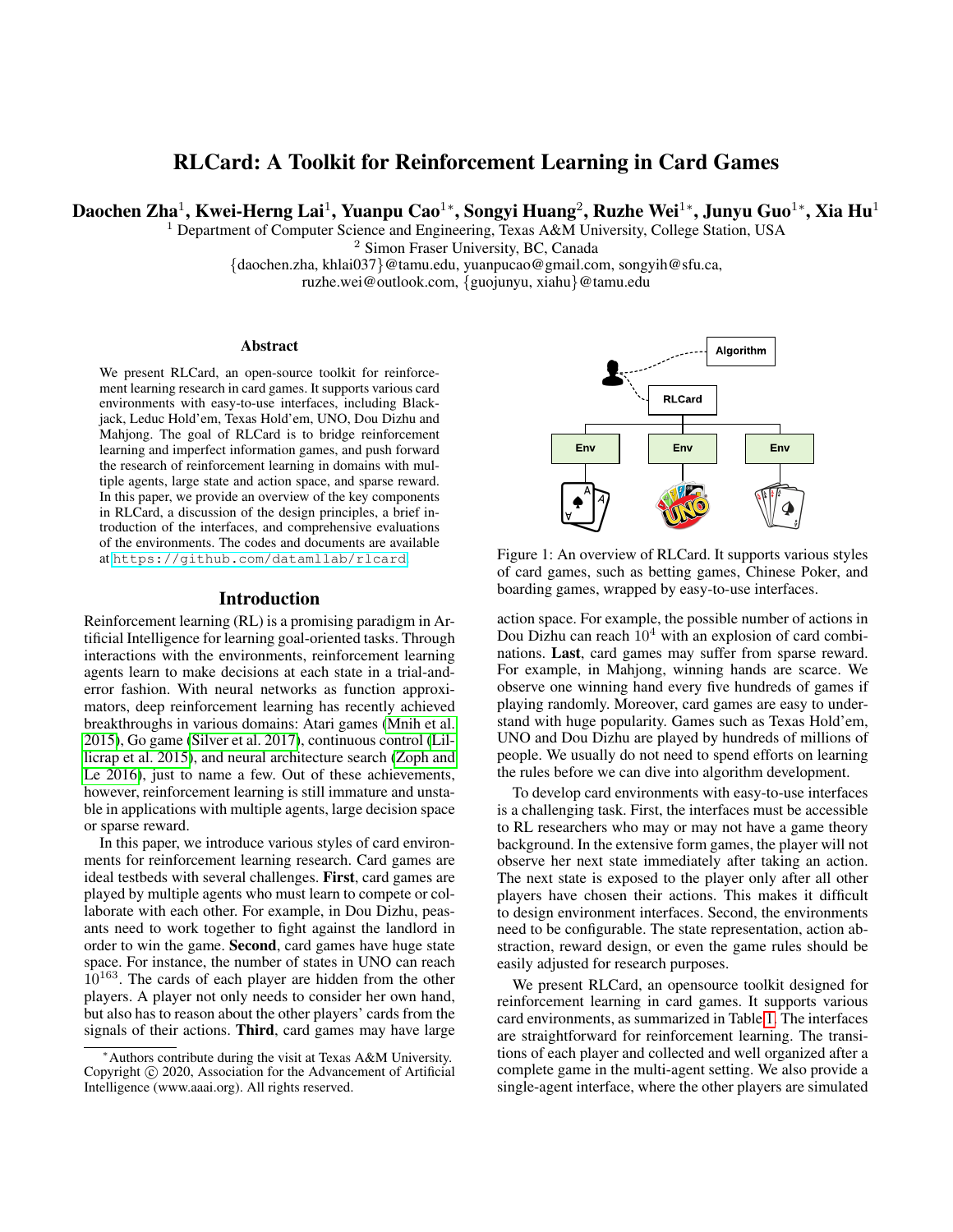# RLCard: A Toolkit for Reinforcement Learning in Card Games

**Daochen Zha[1], Kwei-Herng Lai[1], Yuanpu Cao[1*], Songyi Huang[2], Ruzhe Wei[1*], Junyu Guo[1*], Xia Hu[1]**

[1] Department of Computer Science and Engineering, Texas A&M University, College Station, USA
[2] Simon Fraser University, BC, Canada
{daochen.zha, khlai037}@tamu.edu, yuanpucao@gmail.com, songyih@sfu.ca,
ruzhe.wei@outlook.com, {guojunyu, xiahu}@tamu.edu

## Abstract

We present RLCard, an open-source toolkit for reinforcement learning research in card games. It supports various card environments with easy-to-use interfaces, including Blackjack, Leduc Hold'em, Texas Hold'em, UNO, Dou Dizhu and Mahjong. The goal of RLCard is to bridge reinforcement learning and imperfect information games, and push forward the research of reinforcement learning in domains with multiple agents, large state and action space, and sparse reward. In this paper, we provide an overview of the key components in RLCard, a discussion of the design principles, a brief introduction of the interfaces, and comprehensive evaluations of the environments. The codes and documents are available at https://github.com/datamllab/rlcard

## Introduction

Reinforcement learning (RL) is a promising paradigm in Artificial Intelligence for learning goal-oriented tasks. Through interactions with the environments, reinforcement learning agents learn to make decisions at each state in a trial-and-error fashion. With neural networks as function approximators, deep reinforcement learning has recently achieved breakthroughs in various domains: Atari games (Mnih et al. 2015), Go game (Silver et al. 2017), continuous control (Lillicrap et al. 2015), and neural architecture search (Zoph and Le 2016), just to name a few. Out of these achievements, however, reinforcement learning is still immature and unstable in applications with multiple agents, large decision space or sparse reward.

In this paper, we introduce various styles of card environments for reinforcement learning research. Card games are ideal testbeds with several challenges. **First**, card games are played by multiple agents who must learn to compete or collaborate with each other. For example, in Dou Dizhu, peasants need to work together to fight against the landlord in order to win the game. **Second**, card games have huge state space. For instance, the number of states in UNO can reach $10^{163}$. The cards of each player are hidden from the other players. A player not only needs to consider her own hand, but also has to reason about the other players' cards from the signals of their actions. **Third**, card games may have large action space. For example, the possible number of actions in Dou Dizhu can reach $10^4$ with an explosion of card combinations. **Last**, card games may suffer from sparse reward. For example, in Mahjong, winning hands are scarce. We observe one winning hand every five hundreds of games if playing randomly. Moreover, card games are easy to understand with huge popularity. Games such as Texas Hold'em, UNO and Dou Dizhu are played by hundreds of millions of people. We usually do not need to spend efforts on learning the rules before we can dive into algorithm development.

Figure 1: An overview of RLCard. It supports various styles of card games, such as betting games, Chinese Poker, and boarding games, wrapped by easy-to-use interfaces.

To develop card environments with easy-to-use interfaces is a challenging task. First, the interfaces must be accessible to RL researchers who may or may not have a game theory background. In the extensive form games, the player will not observe her next state immediately after taking an action. The next state is exposed to the player only after all other players have chosen their actions. This makes it difficult to design environment interfaces. Second, the environments need to be configurable. The state representation, action abstraction, reward design, or even the game rules should be easily adjusted for research purposes.

We present RLCard, an opensource toolkit designed for reinforcement learning in card games. It supports various card environments, as summarized in Table 1. The interfaces are straightforward for reinforcement learning. The transitions of each player and collected and well organized after a complete game in the multi-agent setting. We also provide a single-agent interface, where the other players are simulated

*Authors contribute during the visit at Texas A&M University.
Copyright © 2020, Association for the Advancement of Artificial Intelligence (www.aaai.org). All rights reserved.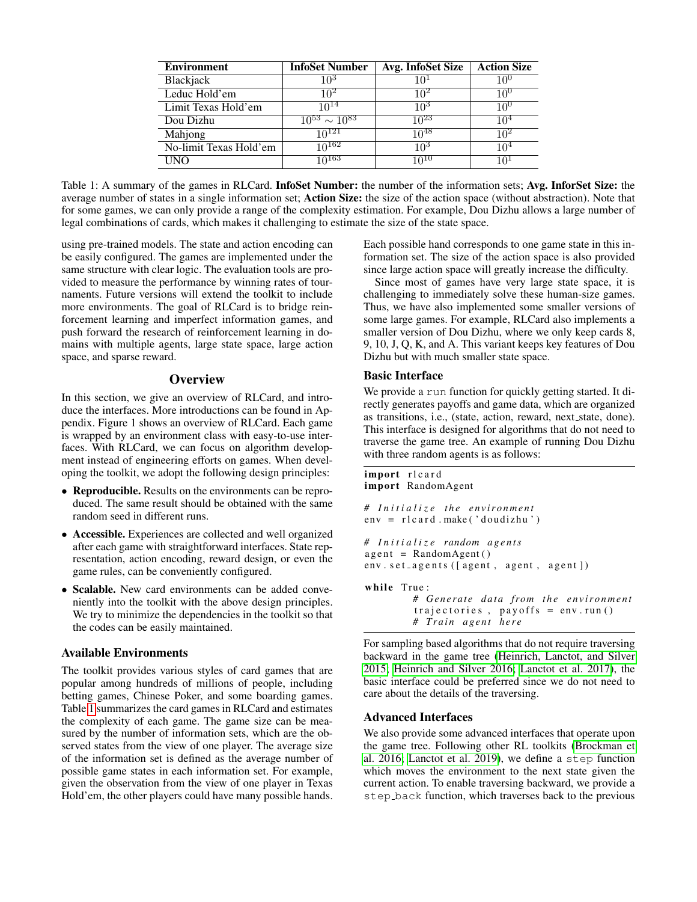| Environment | InfoSet Number | Avg. InfoSet Size | Action Size |
|---|---|---|---|
| Blackjack | $10^3$ | $10^1$ | $10^0$ |
| Leduc Hold'em | $10^2$ | $10^2$ | $10^0$ |
| Limit Texas Hold'em | $10^{14}$ | $10^3$ | $10^0$ |
| Dou Dizhu | $10^{53} \sim 10^{83}$ | $10^{23}$ | $10^4$ |
| Mahjong | $10^{121}$ | $10^{48}$ | $10^2$ |
| No-limit Texas Hold'em | $10^{162}$ | $10^3$ | $10^4$ |
| UNO | $10^{163}$ | $10^{10}$ | $10^1$ |

Table 1: A summary of the games in RLCard. **InfoSet Number:** the number of the information sets; **Avg. InforSet Size:** the average number of states in a single information set; **Action Size:** the size of the action space (without abstraction). Note that for some games, we can only provide a range of the complexity estimation. For example, Dou Dizhu allows a large number of legal combinations of cards, which makes it challenging to estimate the size of the state space.

using pre-trained models. The state and action encoding can be easily configured. The games are implemented under the same structure with clear logic. The evaluation tools are provided to measure the performance by winning rates of tournaments. Future versions will extend the toolkit to include more environments. The goal of RLCard is to bridge reinforcement learning and imperfect information games, and push forward the research of reinforcement learning in domains with multiple agents, large state space, large action space, and sparse reward.

## Overview

In this section, we give an overview of RLCard, and introduce the interfaces. More introductions can be found in Appendix. Figure 1 shows an overview of RLCard. Each game is wrapped by an environment class with easy-to-use interfaces. With RLCard, we can focus on algorithm development instead of engineering efforts on games. When developing the toolkit, we adopt the following design principles:

- **Reproducible.** Results on the environments can be reproduced. The same result should be obtained with the same random seed in different runs.
- **Accessible.** Experiences are collected and well organized after each game with straightforward interfaces. State representation, action encoding, reward design, or even the game rules, can be conveniently configured.
- **Scalable.** New card environments can be added conveniently into the toolkit with the above design principles. We try to minimize the dependencies in the toolkit so that the codes can be easily maintained.

### Available Environments

The toolkit provides various styles of card games that are popular among hundreds of millions of people, including betting games, Chinese Poker, and some boarding games. Table 1 summarizes the card games in RLCard and estimates the complexity of each game. The game size can be measured by the number of information sets, which are the observed states from the view of one player. The average size of the information set is defined as the average number of possible game states in each information set. For example, given the observation from the view of one player in Texas Hold'em, the other players could have many possible hands. Each possible hand corresponds to one game state in this information set. The size of the action space is also provided since large action space will greatly increase the difficulty.

Since most of games have very large state space, it is challenging to immediately solve these human-size games. Thus, we have also implemented some smaller versions of some large games. For example, RLCard also implements a smaller version of Dou Dizhu, where we only keep cards 8, 9, 10, J, Q, K, and A. This variant keeps key features of Dou Dizhu but with much smaller state space.

### Basic Interface

We provide a `run` function for quickly getting started. It directly generates payoffs and game data, which are organized as transitions, i.e., (state, action, reward, next_state, done). This interface is designed for algorithms that do not need to traverse the game tree. An example of running Dou Dizhu with three random agents is as follows:

```
import rlcard
import RandomAgent

# Initialize the environment
env = rlcard.make('doudizhu')

# Initialize random agents
agent = RandomAgent()
env.set_agents([agent, agent, agent])

while True:
        # Generate data from the environment
        trajectories, payoffs = env.run()
        # Train agent here
```

For sampling based algorithms that do not require traversing backward in the game tree (Heinrich, Lanctot, and Silver 2015; Heinrich and Silver 2016; Lanctot et al. 2017), the basic interface could be preferred since we do not need to care about the details of the traversing.

### Advanced Interfaces

We also provide some advanced interfaces that operate upon the game tree. Following other RL toolkits (Brockman et al. 2016; Lanctot et al. 2019), we define a `step` function which moves the environment to the next state given the current action. To enable traversing backward, we provide a `step_back` function, which traverses back to the previous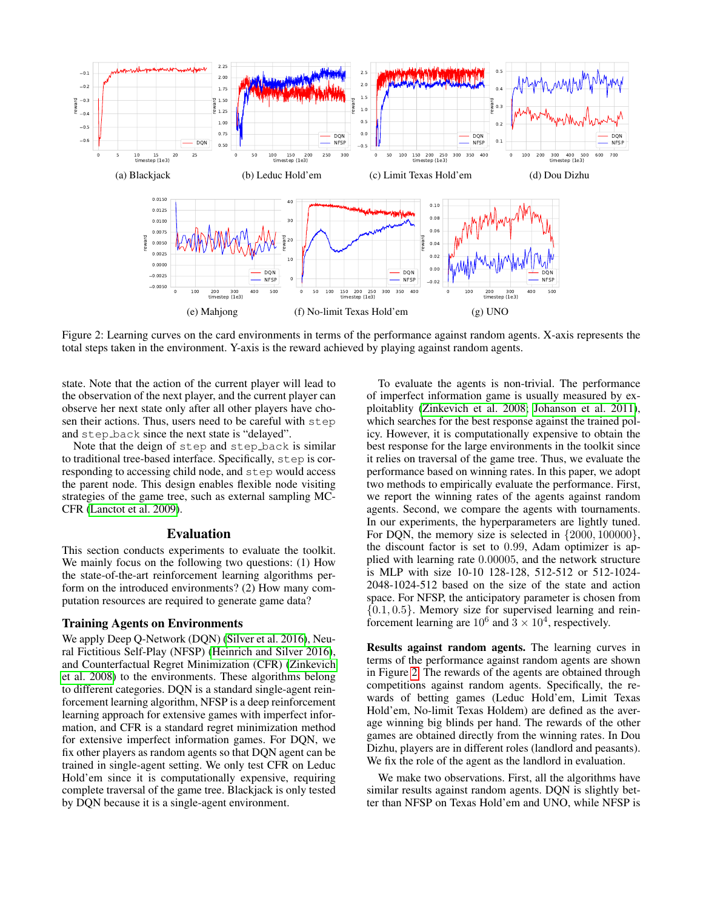(a) Blackjack

(b) Leduc Hold'em

(c) Limit Texas Hold'em

(d) Dou Dizhu

(e) Mahjong

(f) No-limit Texas Hold'em

(g) UNO

Figure 2: Learning curves on the card environments in terms of the performance against random agents. X-axis represents the total steps taken in the environment. Y-axis is the reward achieved by playing against random agents.

state. Note that the action of the current player will lead to the observation of the next player, and the current player can observe her next state only after all other players have chosen their actions. Thus, users need to be careful with `step` and `step_back` since the next state is "delayed".

Note that the deign of `step` and `step_back` is similar to traditional tree-based interface. Specifically, `step` is corresponding to accessing child node, and `step` would access the parent node. This design enables flexible node visiting strategies of the game tree, such as external sampling MC-CFR (Lanctot et al. 2009).

## Evaluation

This section conducts experiments to evaluate the toolkit. We mainly focus on the following two questions: (1) How the state-of-the-art reinforcement learning algorithms perform on the introduced environments? (2) How many computation resources are required to generate game data?

### Training Agents on Environments

We apply Deep Q-Network (DQN) (Silver et al. 2016), Neural Fictitious Self-Play (NFSP) (Heinrich and Silver 2016), and Counterfactual Regret Minimization (CFR) (Zinkevich et al. 2008) to the environments. These algorithms belong to different categories. DQN is a standard single-agent reinforcement learning algorithm, NFSP is a deep reinforcement learning approach for extensive games with imperfect information, and CFR is a standard regret minimization method for extensive imperfect information games. For DQN, we fix other players as random agents so that DQN agent can be trained in single-agent setting. We only test CFR on Leduc Hold'em since it is computationally expensive, requiring complete traversal of the game tree. Blackjack is only tested by DQN because it is a single-agent environment.

To evaluate the agents is non-trivial. The performance of imperfect information game is usually measured by exploitablity (Zinkevich et al. 2008; Johanson et al. 2011), which searches for the best response against the trained policy. However, it is computationally expensive to obtain the best response for the large environments in the toolkit since it relies on traversal of the game tree. Thus, we evaluate the performance based on winning rates. In this paper, we adopt two methods to empirically evaluate the performance. First, we report the winning rates of the agents against random agents. Second, we compare the agents with tournaments. In our experiments, the hyperparameters are lightly tuned. For DQN, the memory size is selected in $\{2000, 100000\}$, the discount factor is set to $0.99$, Adam optimizer is applied with learning rate $0.00005$, and the network structure is MLP with size 10-10 128-128, 512-512 or 512-1024-2048-1024-512 based on the size of the state and action space. For NFSP, the anticipatory parameter is chosen from $\{0.1, 0.5\}$. Memory size for supervised learning and reinforcement learning are $10^6$ and $3 \times 10^4$, respectively.

**Results against random agents.** The learning curves in terms of the performance against random agents are shown in Figure 2. The rewards of the agents are obtained through competitions against random agents. Specifically, the rewards of betting games (Leduc Hold'em, Limit Texas Hold'em, No-limit Texas Holdem) are defined as the average winning big blinds per hand. The rewards of the other games are obtained directly from the winning rates. In Dou Dizhu, players are in different roles (landlord and peasants). We fix the role of the agent as the landlord in evaluation.

We make two observations. First, all the algorithms have similar results against random agents. DQN is slightly better than NFSP on Texas Hold'em and UNO, while NFSP is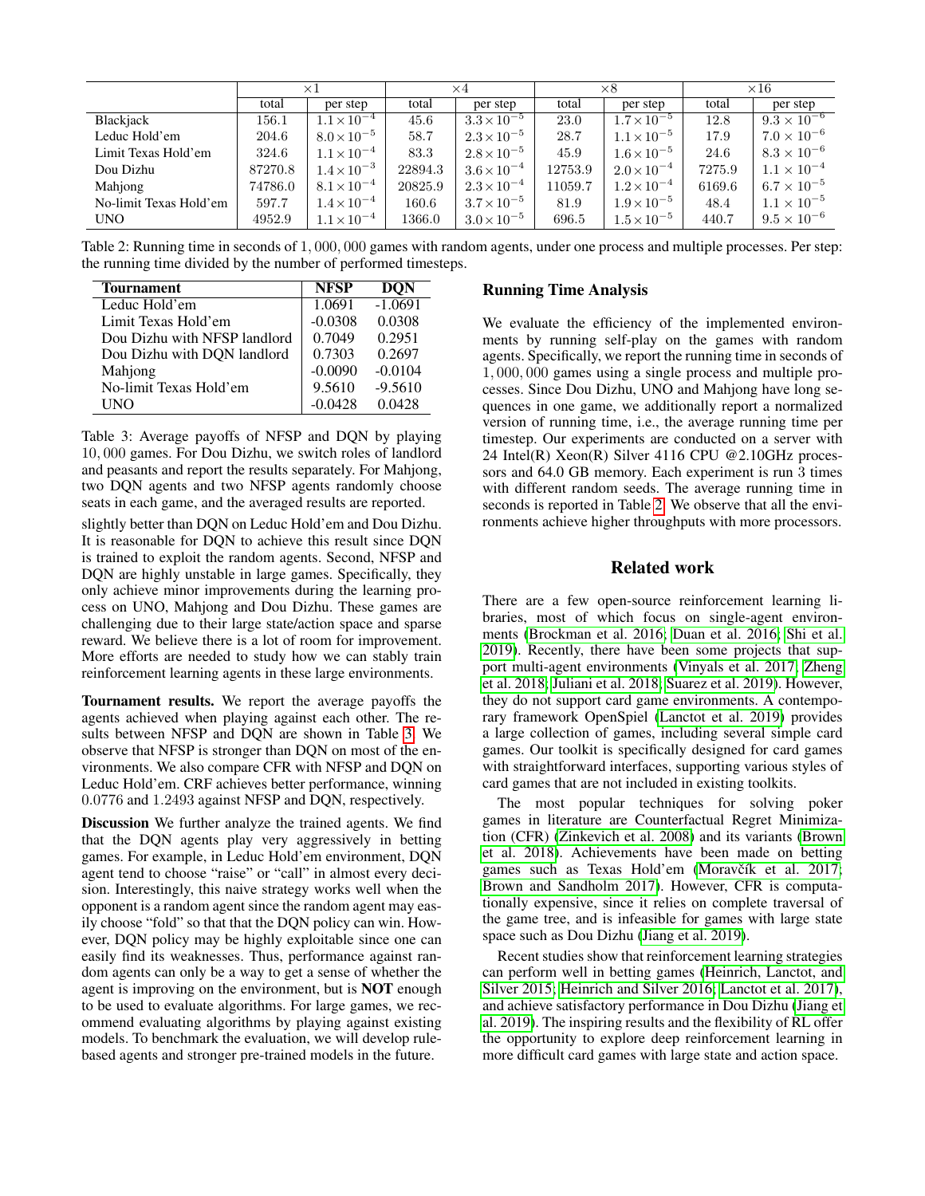| | ×1 | | ×4 | | ×8 | | ×16 | |
|---|---|---|---|---|---|---|---|---|
| | total | per step | total | per step | total | per step | total | per step |
| Blackjack | 156.1 | $1.1\times10^{-4}$ | 45.6 | $3.3\times10^{-5}$ | 23.0 | $1.7\times10^{-5}$ | 12.8 | $9.3\times10^{-6}$ |
| Leduc Hold'em | 204.6 | $8.0\times10^{-5}$ | 58.7 | $2.3\times10^{-5}$ | 28.7 | $1.1\times10^{-5}$ | 17.9 | $7.0\times10^{-6}$ |
| Limit Texas Hold'em | 324.6 | $1.1\times10^{-4}$ | 83.3 | $2.8\times10^{-5}$ | 45.9 | $1.6\times10^{-5}$ | 24.6 | $8.3\times10^{-6}$ |
| Dou Dizhu | 87270.8 | $1.4\times10^{-3}$ | 22894.3 | $3.6\times10^{-4}$ | 12753.9 | $2.0\times10^{-4}$ | 7275.9 | $1.1\times10^{-4}$ |
| Mahjong | 74786.0 | $8.1\times10^{-4}$ | 20825.9 | $2.3\times10^{-4}$ | 11059.7 | $1.2\times10^{-4}$ | 6169.6 | $6.7\times10^{-5}$ |
| No-limit Texas Hold'em | 597.7 | $1.4\times10^{-4}$ | 160.6 | $3.7\times10^{-5}$ | 81.9 | $1.9\times10^{-5}$ | 48.4 | $1.1\times10^{-5}$ |
| UNO | 4952.9 | $1.1\times10^{-4}$ | 1366.0 | $3.0\times10^{-5}$ | 696.5 | $1.5\times10^{-5}$ | 440.7 | $9.5\times10^{-6}$ |

Table 2: Running time in seconds of 1,000,000 games with random agents, under one process and multiple processes. Per step: the running time divided by the number of performed timesteps.

| Tournament | NFSP | DQN |
|---|---|---|
| Leduc Hold'em | 1.0691 | -1.0691 |
| Limit Texas Hold'em | -0.0308 | 0.0308 |
| Dou Dizhu with NFSP landlord | 0.7049 | 0.2951 |
| Dou Dizhu with DQN landlord | 0.7303 | 0.2697 |
| Mahjong | -0.0090 | -0.0104 |
| No-limit Texas Hold'em | 9.5610 | -9.5610 |
| UNO | -0.0428 | 0.0428 |

Table 3: Average payoffs of NFSP and DQN by playing 10,000 games. For Dou Dizhu, we switch roles of landlord and peasants and report the results separately. For Mahjong, two DQN agents and two NFSP agents randomly choose seats in each game, and the averaged results are reported.

slightly better than DQN on Leduc Hold'em and Dou Dizhu. It is reasonable for DQN to achieve this result since DQN is trained to exploit the random agents. Second, NFSP and DQN are highly unstable in large games. Specifically, they only achieve minor improvements during the learning process on UNO, Mahjong and Dou Dizhu. These games are challenging due to their large state/action space and sparse reward. We believe there is a lot of room for improvement. More efforts are needed to study how we can stably train reinforcement learning agents in these large environments.

**Tournament results.** We report the average payoffs the agents achieved when playing against each other. The results between NFSP and DQN are shown in Table 3. We observe that NFSP is stronger than DQN on most of the environments. We also compare CFR with NFSP and DQN on Leduc Hold'em. CRF achieves better performance, winning 0.0776 and 1.2493 against NFSP and DQN, respectively.

**Discussion** We further analyze the trained agents. We find that the DQN agents play very aggressively in betting games. For example, in Leduc Hold'em environment, DQN agent tend to choose "raise" or "call" in almost every decision. Interestingly, this naive strategy works well when the opponent is a random agent since the random agent may easily choose "fold" so that the DQN policy can win. However, DQN policy may be highly exploitable since one can easily find its weaknesses. Thus, performance against random agents can only be a way to get a sense of whether the agent is improving on the environment, but is **NOT** enough to be used to evaluate algorithms. For large games, we recommend evaluating algorithms by playing against existing models. To benchmark the evaluation, we will develop rule-based agents and stronger pre-trained models in the future.

## Running Time Analysis

We evaluate the efficiency of the implemented environments by running self-play on the games with random agents. Specifically, we report the running time in seconds of 1,000,000 games using a single process and multiple processes. Since Dou Dizhu, UNO and Mahjong have long sequences in one game, we additionally report a normalized version of running time, i.e., the average running time per timestep. Our experiments are conducted on a server with 24 Intel(R) Xeon(R) Silver 4116 CPU @2.10GHz processors and 64.0 GB memory. Each experiment is run 3 times with different random seeds. The average running time in seconds is reported in Table 2. We observe that all the environments achieve higher throughputs with more processors.

## Related work

There are a few open-source reinforcement learning libraries, most of which focus on single-agent environments (Brockman et al. 2016; Duan et al. 2016; Shi et al. 2019). Recently, there have been some projects that support multi-agent environments (Vinyals et al. 2017; Zheng et al. 2018; Juliani et al. 2018; Suarez et al. 2019). However, they do not support card game environments. A contemporary framework OpenSpiel (Lanctot et al. 2019) provides a large collection of games, including several simple card games. Our toolkit is specifically designed for card games with straightforward interfaces, supporting various styles of card games that are not included in existing toolkits.

The most popular techniques for solving poker games in literature are Counterfactual Regret Minimization (CFR) (Zinkevich et al. 2008) and its variants (Brown et al. 2018). Achievements have been made on betting games such as Texas Hold'em (Moravčík et al. 2017; Brown and Sandholm 2017). However, CFR is computationally expensive, since it relies on complete traversal of the game tree, and is infeasible for games with large state space such as Dou Dizhu (Jiang et al. 2019).

Recent studies show that reinforcement learning strategies can perform well in betting games (Heinrich, Lanctot, and Silver 2015; Heinrich and Silver 2016; Lanctot et al. 2017), and achieve satisfactory performance in Dou Dizhu (Jiang et al. 2019). The inspiring results and the flexibility of RL offer the opportunity to explore deep reinforcement learning in more difficult card games with large state and action space.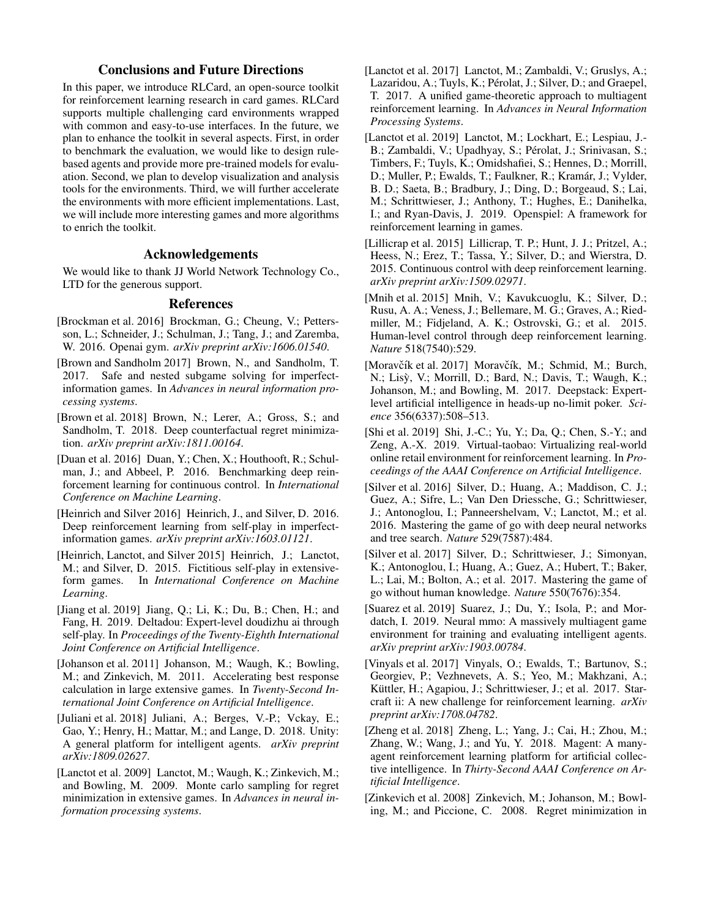## Conclusions and Future Directions

In this paper, we introduce RLCard, an open-source toolkit for reinforcement learning research in card games. RLCard supports multiple challenging card environments wrapped with common and easy-to-use interfaces. In the future, we plan to enhance the toolkit in several aspects. First, in order to benchmark the evaluation, we would like to design rule-based agents and provide more pre-trained models for evaluation. Second, we plan to develop visualization and analysis tools for the environments. Third, we will further accelerate the environments with more efficient implementations. Last, we will include more interesting games and more algorithms to enrich the toolkit.

## Acknowledgements

We would like to thank JJ World Network Technology Co., LTD for the generous support.

## References

[Brockman et al. 2016] Brockman, G.; Cheung, V.; Pettersson, L.; Schneider, J.; Schulman, J.; Tang, J.; and Zaremba, W. 2016. Openai gym. *arXiv preprint arXiv:1606.01540*.

[Brown and Sandholm 2017] Brown, N., and Sandholm, T. 2017. Safe and nested subgame solving for imperfect-information games. In *Advances in neural information processing systems*.

[Brown et al. 2018] Brown, N.; Lerer, A.; Gross, S.; and Sandholm, T. 2018. Deep counterfactual regret minimization. *arXiv preprint arXiv:1811.00164*.

[Duan et al. 2016] Duan, Y.; Chen, X.; Houthooft, R.; Schulman, J.; and Abbeel, P. 2016. Benchmarking deep reinforcement learning for continuous control. In *International Conference on Machine Learning*.

[Heinrich and Silver 2016] Heinrich, J., and Silver, D. 2016. Deep reinforcement learning from self-play in imperfect-information games. *arXiv preprint arXiv:1603.01121*.

[Heinrich, Lanctot, and Silver 2015] Heinrich, J.; Lanctot, M.; and Silver, D. 2015. Fictitious self-play in extensive-form games. In *International Conference on Machine Learning*.

[Jiang et al. 2019] Jiang, Q.; Li, K.; Du, B.; Chen, H.; and Fang, H. 2019. Deltadou: Expert-level doudizhu ai through self-play. In *Proceedings of the Twenty-Eighth International Joint Conference on Artificial Intelligence*.

[Johanson et al. 2011] Johanson, M.; Waugh, K.; Bowling, M.; and Zinkevich, M. 2011. Accelerating best response calculation in large extensive games. In *Twenty-Second International Joint Conference on Artificial Intelligence*.

[Juliani et al. 2018] Juliani, A.; Berges, V.-P.; Vckay, E.; Gao, Y.; Henry, H.; Mattar, M.; and Lange, D. 2018. Unity: A general platform for intelligent agents. *arXiv preprint arXiv:1809.02627*.

[Lanctot et al. 2009] Lanctot, M.; Waugh, K.; Zinkevich, M.; and Bowling, M. 2009. Monte carlo sampling for regret minimization in extensive games. In *Advances in neural information processing systems*.

[Lanctot et al. 2017] Lanctot, M.; Zambaldi, V.; Gruslys, A.; Lazaridou, A.; Tuyls, K.; Pérolat, J.; Silver, D.; and Graepel, T. 2017. A unified game-theoretic approach to multiagent reinforcement learning. In *Advances in Neural Information Processing Systems*.

[Lanctot et al. 2019] Lanctot, M.; Lockhart, E.; Lespiau, J.-B.; Zambaldi, V.; Upadhyay, S.; Pérolat, J.; Srinivasan, S.; Timbers, F.; Tuyls, K.; Omidshafiei, S.; Hennes, D.; Morrill, D.; Muller, P.; Ewalds, T.; Faulkner, R.; Kramár, J.; Vylder, B. D.; Saeta, B.; Bradbury, J.; Ding, D.; Borgeaud, S.; Lai, M.; Schrittwieser, J.; Anthony, T.; Hughes, E.; Danihelka, I.; and Ryan-Davis, J. 2019. Openspiel: A framework for reinforcement learning in games.

[Lillicrap et al. 2015] Lillicrap, T. P.; Hunt, J. J.; Pritzel, A.; Heess, N.; Erez, T.; Tassa, Y.; Silver, D.; and Wierstra, D. 2015. Continuous control with deep reinforcement learning. *arXiv preprint arXiv:1509.02971*.

[Mnih et al. 2015] Mnih, V.; Kavukcuoglu, K.; Silver, D.; Rusu, A. A.; Veness, J.; Bellemare, M. G.; Graves, A.; Riedmiller, M.; Fidjeland, A. K.; Ostrovski, G.; et al. 2015. Human-level control through deep reinforcement learning. *Nature* 518(7540):529.

[Moravčík et al. 2017] Moravčík, M.; Schmid, M.; Burch, N.; Lisỳ, V.; Morrill, D.; Bard, N.; Davis, T.; Waugh, K.; Johanson, M.; and Bowling, M. 2017. Deepstack: Expert-level artificial intelligence in heads-up no-limit poker. *Science* 356(6337):508–513.

[Shi et al. 2019] Shi, J.-C.; Yu, Y.; Da, Q.; Chen, S.-Y.; and Zeng, A.-X. 2019. Virtual-taobao: Virtualizing real-world online retail environment for reinforcement learning. In *Proceedings of the AAAI Conference on Artificial Intelligence*.

[Silver et al. 2016] Silver, D.; Huang, A.; Maddison, C. J.; Guez, A.; Sifre, L.; Van Den Driessche, G.; Schrittwieser, J.; Antonoglou, I.; Panneershelvam, V.; Lanctot, M.; et al. 2016. Mastering the game of go with deep neural networks and tree search. *Nature* 529(7587):484.

[Silver et al. 2017] Silver, D.; Schrittwieser, J.; Simonyan, K.; Antonoglou, I.; Huang, A.; Guez, A.; Hubert, T.; Baker, L.; Lai, M.; Bolton, A.; et al. 2017. Mastering the game of go without human knowledge. *Nature* 550(7676):354.

[Suarez et al. 2019] Suarez, J.; Du, Y.; Isola, P.; and Mordatch, I. 2019. Neural mmo: A massively multiagent game environment for training and evaluating intelligent agents. *arXiv preprint arXiv:1903.00784*.

[Vinyals et al. 2017] Vinyals, O.; Ewalds, T.; Bartunov, S.; Georgiev, P.; Vezhnevets, A. S.; Yeo, M.; Makhzani, A.; Küttler, H.; Agapiou, J.; Schrittwieser, J.; et al. 2017. Starcraft ii: A new challenge for reinforcement learning. *arXiv preprint arXiv:1708.04782*.

[Zheng et al. 2018] Zheng, L.; Yang, J.; Cai, H.; Zhou, M.; Zhang, W.; Wang, J.; and Yu, Y. 2018. Magent: A many-agent reinforcement learning platform for artificial collective intelligence. In *Thirty-Second AAAI Conference on Artificial Intelligence*.

[Zinkevich et al. 2008] Zinkevich, M.; Johanson, M.; Bowling, M.; and Piccione, C. 2008. Regret minimization in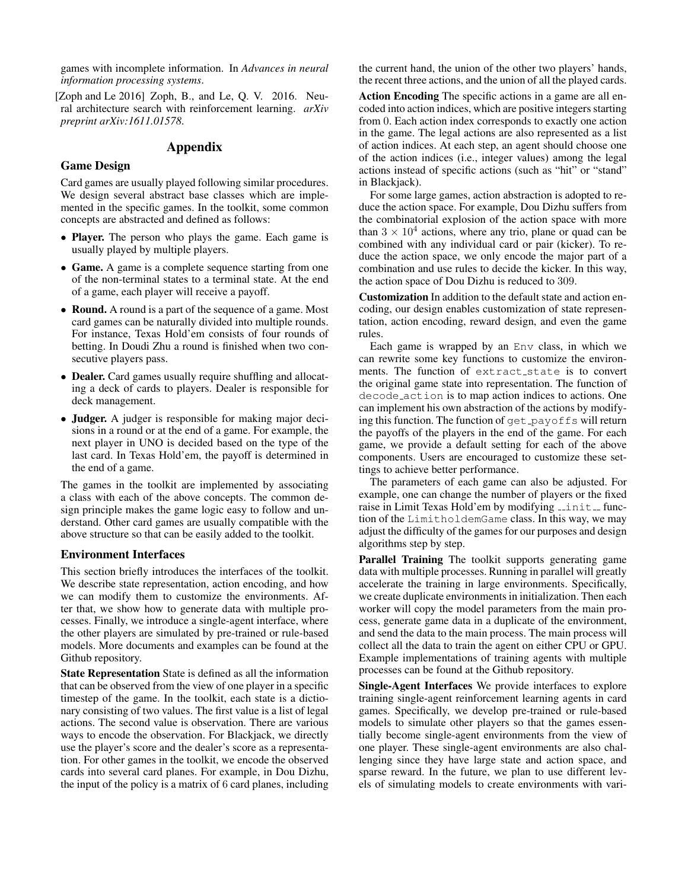games with incomplete information. In *Advances in neural information processing systems*.

[Zoph and Le 2016] Zoph, B., and Le, Q. V. 2016. Neural architecture search with reinforcement learning. *arXiv preprint arXiv:1611.01578*.

# Appendix

## Game Design

Card games are usually played following similar procedures. We design several abstract base classes which are implemented in the specific games. In the toolkit, some common concepts are abstracted and defined as follows:

- **Player.** The person who plays the game. Each game is usually played by multiple players.
- **Game.** A game is a complete sequence starting from one of the non-terminal states to a terminal state. At the end of a game, each player will receive a payoff.
- **Round.** A round is a part of the sequence of a game. Most card games can be naturally divided into multiple rounds. For instance, Texas Hold'em consists of four rounds of betting. In Doudi Zhu a round is finished when two consecutive players pass.
- **Dealer.** Card games usually require shuffling and allocating a deck of cards to players. Dealer is responsible for deck management.
- **Judger.** A judger is responsible for making major decisions in a round or at the end of a game. For example, the next player in UNO is decided based on the type of the last card. In Texas Hold'em, the payoff is determined in the end of a game.

The games in the toolkit are implemented by associating a class with each of the above concepts. The common design principle makes the game logic easy to follow and understand. Other card games are usually compatible with the above structure so that can be easily added to the toolkit.

## Environment Interfaces

This section briefly introduces the interfaces of the toolkit. We describe state representation, action encoding, and how we can modify them to customize the environments. After that, we show how to generate data with multiple processes. Finally, we introduce a single-agent interface, where the other players are simulated by pre-trained or rule-based models. More documents and examples can be found at the Github repository.

**State Representation** State is defined as all the information that can be observed from the view of one player in a specific timestep of the game. In the toolkit, each state is a dictionary consisting of two values. The first value is a list of legal actions. The second value is observation. There are various ways to encode the observation. For Blackjack, we directly use the player's score and the dealer's score as a representation. For other games in the toolkit, we encode the observed cards into several card planes. For example, in Dou Dizhu, the input of the policy is a matrix of 6 card planes, including the current hand, the union of the other two players' hands, the recent three actions, and the union of all the played cards.

**Action Encoding** The specific actions in a game are all encoded into action indices, which are positive integers starting from 0. Each action index corresponds to exactly one action in the game. The legal actions are also represented as a list of action indices. At each step, an agent should choose one of the action indices (i.e., integer values) among the legal actions instead of specific actions (such as "hit" or "stand" in Blackjack).

For some large games, action abstraction is adopted to reduce the action space. For example, Dou Dizhu suffers from the combinatorial explosion of the action space with more than $3 \times 10^4$ actions, where any trio, plane or quad can be combined with any individual card or pair (kicker). To reduce the action space, we only encode the major part of a combination and use rules to decide the kicker. In this way, the action space of Dou Dizhu is reduced to 309.

**Customization** In addition to the default state and action encoding, our design enables customization of state representation, action encoding, reward design, and even the game rules.

Each game is wrapped by an `Env` class, in which we can rewrite some key functions to customize the environments. The function of `extract_state` is to convert the original game state into representation. The function of `decode_action` is to map action indices to actions. One can implement his own abstraction of the actions by modifying this function. The function of `get_payoffs` will return the payoffs of the players in the end of the game. For each game, we provide a default setting for each of the above components. Users are encouraged to customize these settings to achieve better performance.

The parameters of each game can also be adjusted. For example, one can change the number of players or the fixed raise in Limit Texas Hold'em by modifying `__init__` function of the `LimitholdemGame` class. In this way, we may adjust the difficulty of the games for our purposes and design algorithms step by step.

**Parallel Training** The toolkit supports generating game data with multiple processes. Running in parallel will greatly accelerate the training in large environments. Specifically, we create duplicate environments in initialization. Then each worker will copy the model parameters from the main process, generate game data in a duplicate of the environment, and send the data to the main process. The main process will collect all the data to train the agent on either CPU or GPU. Example implementations of training agents with multiple processes can be found at the Github repository.

**Single-Agent Interfaces** We provide interfaces to explore training single-agent reinforcement learning agents in card games. Specifically, we develop pre-trained or rule-based models to simulate other players so that the games essentially become single-agent environments from the view of one player. These single-agent environments are also challenging since they have large state and action space, and sparse reward. In the future, we plan to use different levels of simulating models to create environments with vari-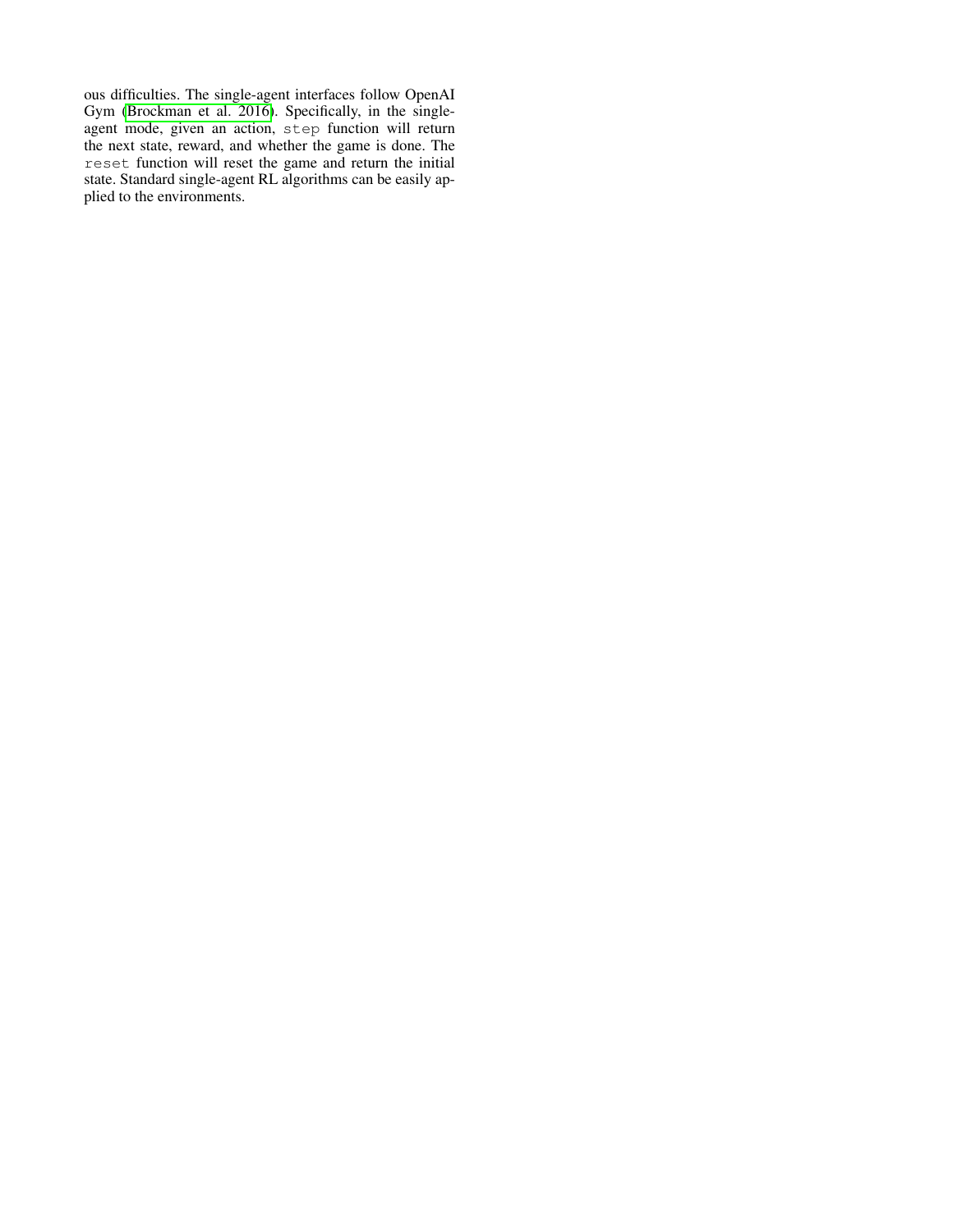ous difficulties. The single-agent interfaces follow OpenAI Gym (Brockman et al. 2016). Specifically, in the single-agent mode, given an action, `step` function will return the next state, reward, and whether the game is done. The `reset` function will reset the game and return the initial state. Standard single-agent RL algorithms can be easily applied to the environments.